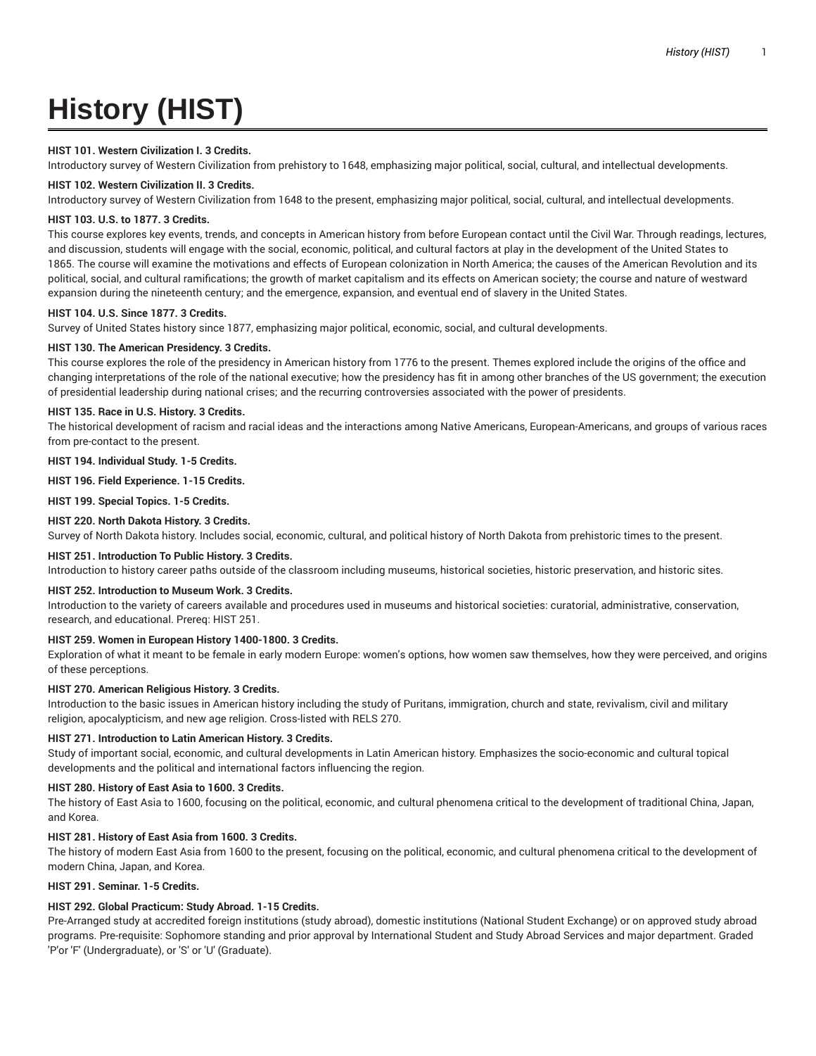# History (HIST)

**HIST 101. Western Civilization I. 3 Credits.**
Introductory survey of Western Civilization from prehistory to 1648, emphasizing major political, social, cultural, and intellectual developments.

**HIST 102. Western Civilization II. 3 Credits.**
Introductory survey of Western Civilization from 1648 to the present, emphasizing major political, social, cultural, and intellectual developments.

**HIST 103. U.S. to 1877. 3 Credits.**
This course explores key events, trends, and concepts in American history from before European contact until the Civil War. Through readings, lectures, and discussion, students will engage with the social, economic, political, and cultural factors at play in the development of the United States to 1865. The course will examine the motivations and effects of European colonization in North America; the causes of the American Revolution and its political, social, and cultural ramifications; the growth of market capitalism and its effects on American society; the course and nature of westward expansion during the nineteenth century; and the emergence, expansion, and eventual end of slavery in the United States.

**HIST 104. U.S. Since 1877. 3 Credits.**
Survey of United States history since 1877, emphasizing major political, economic, social, and cultural developments.

**HIST 130. The American Presidency. 3 Credits.**
This course explores the role of the presidency in American history from 1776 to the present. Themes explored include the origins of the office and changing interpretations of the role of the national executive; how the presidency has fit in among other branches of the US government; the execution of presidential leadership during national crises; and the recurring controversies associated with the power of presidents.

**HIST 135. Race in U.S. History. 3 Credits.**
The historical development of racism and racial ideas and the interactions among Native Americans, European-Americans, and groups of various races from pre-contact to the present.

**HIST 194. Individual Study. 1-5 Credits.**

**HIST 196. Field Experience. 1-15 Credits.**

**HIST 199. Special Topics. 1-5 Credits.**

**HIST 220. North Dakota History. 3 Credits.**
Survey of North Dakota history. Includes social, economic, cultural, and political history of North Dakota from prehistoric times to the present.

**HIST 251. Introduction To Public History. 3 Credits.**
Introduction to history career paths outside of the classroom including museums, historical societies, historic preservation, and historic sites.

**HIST 252. Introduction to Museum Work. 3 Credits.**
Introduction to the variety of careers available and procedures used in museums and historical societies: curatorial, administrative, conservation, research, and educational. Prereq: HIST 251.

**HIST 259. Women in European History 1400-1800. 3 Credits.**
Exploration of what it meant to be female in early modern Europe: women's options, how women saw themselves, how they were perceived, and origins of these perceptions.

**HIST 270. American Religious History. 3 Credits.**
Introduction to the basic issues in American history including the study of Puritans, immigration, church and state, revivalism, civil and military religion, apocalypticism, and new age religion. Cross-listed with RELS 270.

**HIST 271. Introduction to Latin American History. 3 Credits.**
Study of important social, economic, and cultural developments in Latin American history. Emphasizes the socio-economic and cultural topical developments and the political and international factors influencing the region.

**HIST 280. History of East Asia to 1600. 3 Credits.**
The history of East Asia to 1600, focusing on the political, economic, and cultural phenomena critical to the development of traditional China, Japan, and Korea.

**HIST 281. History of East Asia from 1600. 3 Credits.**
The history of modern East Asia from 1600 to the present, focusing on the political, economic, and cultural phenomena critical to the development of modern China, Japan, and Korea.

**HIST 291. Seminar. 1-5 Credits.**

**HIST 292. Global Practicum: Study Abroad. 1-15 Credits.**
Pre-Arranged study at accredited foreign institutions (study abroad), domestic institutions (National Student Exchange) or on approved study abroad programs. Pre-requisite: Sophomore standing and prior approval by International Student and Study Abroad Services and major department. Graded 'P'or 'F' (Undergraduate), or 'S' or 'U' (Graduate).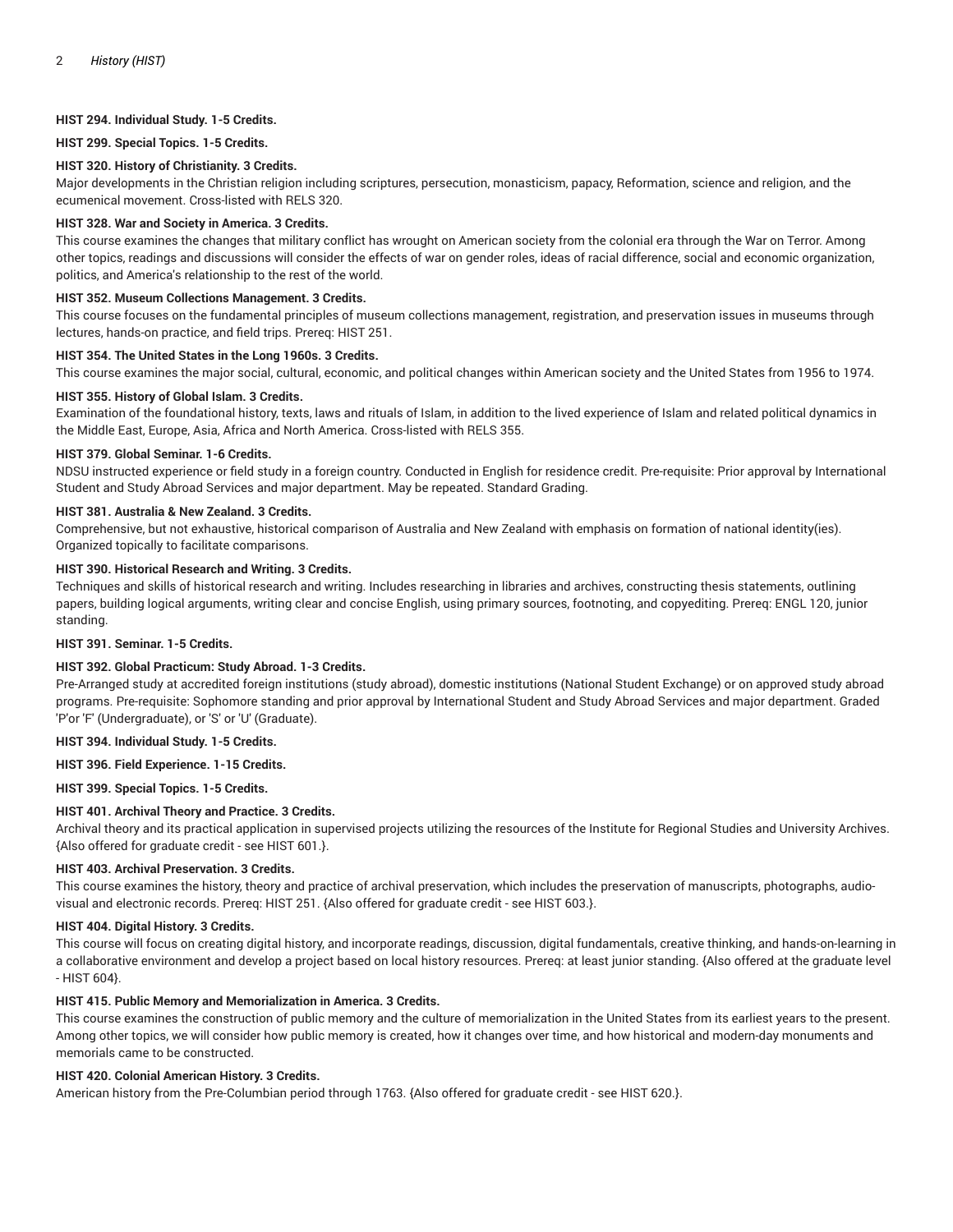**HIST 294. Individual Study. 1-5 Credits.**

**HIST 299. Special Topics. 1-5 Credits.**

**HIST 320. History of Christianity. 3 Credits.**

Major developments in the Christian religion including scriptures, persecution, monasticism, papacy, Reformation, science and religion, and the ecumenical movement. Cross-listed with RELS 320.

**HIST 328. War and Society in America. 3 Credits.**

This course examines the changes that military conflict has wrought on American society from the colonial era through the War on Terror. Among other topics, readings and discussions will consider the effects of war on gender roles, ideas of racial difference, social and economic organization, politics, and America's relationship to the rest of the world.

**HIST 352. Museum Collections Management. 3 Credits.**

This course focuses on the fundamental principles of museum collections management, registration, and preservation issues in museums through lectures, hands-on practice, and field trips. Prereq: HIST 251.

**HIST 354. The United States in the Long 1960s. 3 Credits.**

This course examines the major social, cultural, economic, and political changes within American society and the United States from 1956 to 1974.

**HIST 355. History of Global Islam. 3 Credits.**

Examination of the foundational history, texts, laws and rituals of Islam, in addition to the lived experience of Islam and related political dynamics in the Middle East, Europe, Asia, Africa and North America. Cross-listed with RELS 355.

**HIST 379. Global Seminar. 1-6 Credits.**

NDSU instructed experience or field study in a foreign country. Conducted in English for residence credit. Pre-requisite: Prior approval by International Student and Study Abroad Services and major department. May be repeated. Standard Grading.

**HIST 381. Australia & New Zealand. 3 Credits.**

Comprehensive, but not exhaustive, historical comparison of Australia and New Zealand with emphasis on formation of national identity(ies). Organized topically to facilitate comparisons.

**HIST 390. Historical Research and Writing. 3 Credits.**

Techniques and skills of historical research and writing. Includes researching in libraries and archives, constructing thesis statements, outlining papers, building logical arguments, writing clear and concise English, using primary sources, footnoting, and copyediting. Prereq: ENGL 120, junior standing.

**HIST 391. Seminar. 1-5 Credits.**

**HIST 392. Global Practicum: Study Abroad. 1-3 Credits.**

Pre-Arranged study at accredited foreign institutions (study abroad), domestic institutions (National Student Exchange) or on approved study abroad programs. Pre-requisite: Sophomore standing and prior approval by International Student and Study Abroad Services and major department. Graded 'P'or 'F' (Undergraduate), or 'S' or 'U' (Graduate).

**HIST 394. Individual Study. 1-5 Credits.**

**HIST 396. Field Experience. 1-15 Credits.**

**HIST 399. Special Topics. 1-5 Credits.**

**HIST 401. Archival Theory and Practice. 3 Credits.**

Archival theory and its practical application in supervised projects utilizing the resources of the Institute for Regional Studies and University Archives. {Also offered for graduate credit - see HIST 601.}.

**HIST 403. Archival Preservation. 3 Credits.**

This course examines the history, theory and practice of archival preservation, which includes the preservation of manuscripts, photographs, audio-visual and electronic records. Prereq: HIST 251. {Also offered for graduate credit - see HIST 603.}.

**HIST 404. Digital History. 3 Credits.**

This course will focus on creating digital history, and incorporate readings, discussion, digital fundamentals, creative thinking, and hands-on-learning in a collaborative environment and develop a project based on local history resources. Prereq: at least junior standing. {Also offered at the graduate level - HIST 604}.

**HIST 415. Public Memory and Memorialization in America. 3 Credits.**

This course examines the construction of public memory and the culture of memorialization in the United States from its earliest years to the present. Among other topics, we will consider how public memory is created, how it changes over time, and how historical and modern-day monuments and memorials came to be constructed.

**HIST 420. Colonial American History. 3 Credits.**

American history from the Pre-Columbian period through 1763. {Also offered for graduate credit - see HIST 620.}.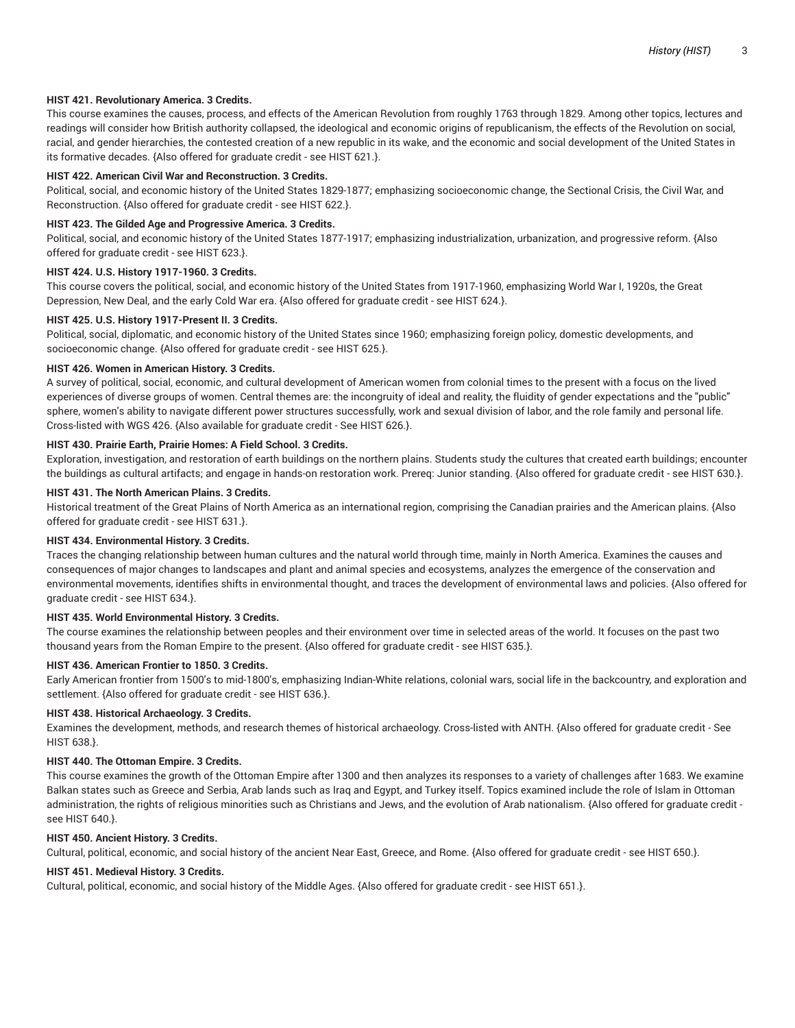**HIST 421. Revolutionary America. 3 Credits.**

This course examines the causes, process, and effects of the American Revolution from roughly 1763 through 1829. Among other topics, lectures and readings will consider how British authority collapsed, the ideological and economic origins of republicanism, the effects of the Revolution on social, racial, and gender hierarchies, the contested creation of a new republic in its wake, and the economic and social development of the United States in its formative decades. {Also offered for graduate credit - see HIST 621.}.

**HIST 422. American Civil War and Reconstruction. 3 Credits.**

Political, social, and economic history of the United States 1829-1877; emphasizing socioeconomic change, the Sectional Crisis, the Civil War, and Reconstruction. {Also offered for graduate credit - see HIST 622.}.

**HIST 423. The Gilded Age and Progressive America. 3 Credits.**

Political, social, and economic history of the United States 1877-1917; emphasizing industrialization, urbanization, and progressive reform. {Also offered for graduate credit - see HIST 623.}.

**HIST 424. U.S. History 1917-1960. 3 Credits.**

This course covers the political, social, and economic history of the United States from 1917-1960, emphasizing World War I, 1920s, the Great Depression, New Deal, and the early Cold War era. {Also offered for graduate credit - see HIST 624.}.

**HIST 425. U.S. History 1917-Present II. 3 Credits.**

Political, social, diplomatic, and economic history of the United States since 1960; emphasizing foreign policy, domestic developments, and socioeconomic change. {Also offered for graduate credit - see HIST 625.}.

**HIST 426. Women in American History. 3 Credits.**

A survey of political, social, economic, and cultural development of American women from colonial times to the present with a focus on the lived experiences of diverse groups of women. Central themes are: the incongruity of ideal and reality, the fluidity of gender expectations and the "public" sphere, women's ability to navigate different power structures successfully, work and sexual division of labor, and the role family and personal life. Cross-listed with WGS 426. {Also available for graduate credit - See HIST 626.}.

**HIST 430. Prairie Earth, Prairie Homes: A Field School. 3 Credits.**

Exploration, investigation, and restoration of earth buildings on the northern plains. Students study the cultures that created earth buildings; encounter the buildings as cultural artifacts; and engage in hands-on restoration work. Prereq: Junior standing. {Also offered for graduate credit - see HIST 630.}.

**HIST 431. The North American Plains. 3 Credits.**

Historical treatment of the Great Plains of North America as an international region, comprising the Canadian prairies and the American plains. {Also offered for graduate credit - see HIST 631.}.

**HIST 434. Environmental History. 3 Credits.**

Traces the changing relationship between human cultures and the natural world through time, mainly in North America. Examines the causes and consequences of major changes to landscapes and plant and animal species and ecosystems, analyzes the emergence of the conservation and environmental movements, identifies shifts in environmental thought, and traces the development of environmental laws and policies. {Also offered for graduate credit - see HIST 634.}.

**HIST 435. World Environmental History. 3 Credits.**

The course examines the relationship between peoples and their environment over time in selected areas of the world. It focuses on the past two thousand years from the Roman Empire to the present. {Also offered for graduate credit - see HIST 635.}.

**HIST 436. American Frontier to 1850. 3 Credits.**

Early American frontier from 1500's to mid-1800's, emphasizing Indian-White relations, colonial wars, social life in the backcountry, and exploration and settlement. {Also offered for graduate credit - see HIST 636.}.

**HIST 438. Historical Archaeology. 3 Credits.**

Examines the development, methods, and research themes of historical archaeology. Cross-listed with ANTH. {Also offered for graduate credit - See HIST 638.}.

**HIST 440. The Ottoman Empire. 3 Credits.**

This course examines the growth of the Ottoman Empire after 1300 and then analyzes its responses to a variety of challenges after 1683. We examine Balkan states such as Greece and Serbia, Arab lands such as Iraq and Egypt, and Turkey itself. Topics examined include the role of Islam in Ottoman administration, the rights of religious minorities such as Christians and Jews, and the evolution of Arab nationalism. {Also offered for graduate credit - see HIST 640.}.

**HIST 450. Ancient History. 3 Credits.**

Cultural, political, economic, and social history of the ancient Near East, Greece, and Rome. {Also offered for graduate credit - see HIST 650.}.

**HIST 451. Medieval History. 3 Credits.**

Cultural, political, economic, and social history of the Middle Ages. {Also offered for graduate credit - see HIST 651.}.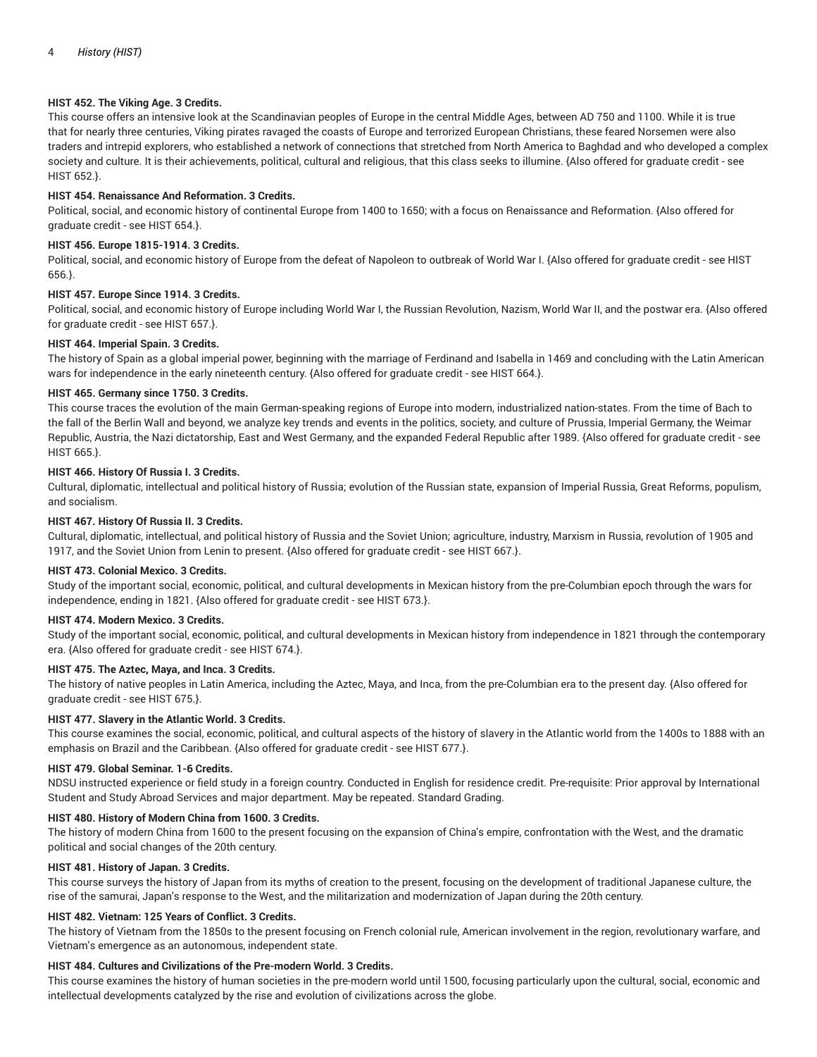**HIST 452. The Viking Age. 3 Credits.**

This course offers an intensive look at the Scandinavian peoples of Europe in the central Middle Ages, between AD 750 and 1100. While it is true that for nearly three centuries, Viking pirates ravaged the coasts of Europe and terrorized European Christians, these feared Norsemen were also traders and intrepid explorers, who established a network of connections that stretched from North America to Baghdad and who developed a complex society and culture. It is their achievements, political, cultural and religious, that this class seeks to illumine. {Also offered for graduate credit - see HIST 652.}.

**HIST 454. Renaissance And Reformation. 3 Credits.**

Political, social, and economic history of continental Europe from 1400 to 1650; with a focus on Renaissance and Reformation. {Also offered for graduate credit - see HIST 654.}.

**HIST 456. Europe 1815-1914. 3 Credits.**

Political, social, and economic history of Europe from the defeat of Napoleon to outbreak of World War I. {Also offered for graduate credit - see HIST 656.}.

**HIST 457. Europe Since 1914. 3 Credits.**

Political, social, and economic history of Europe including World War I, the Russian Revolution, Nazism, World War II, and the postwar era. {Also offered for graduate credit - see HIST 657.}.

**HIST 464. Imperial Spain. 3 Credits.**

The history of Spain as a global imperial power, beginning with the marriage of Ferdinand and Isabella in 1469 and concluding with the Latin American wars for independence in the early nineteenth century. {Also offered for graduate credit - see HIST 664.}.

**HIST 465. Germany since 1750. 3 Credits.**

This course traces the evolution of the main German-speaking regions of Europe into modern, industrialized nation-states. From the time of Bach to the fall of the Berlin Wall and beyond, we analyze key trends and events in the politics, society, and culture of Prussia, Imperial Germany, the Weimar Republic, Austria, the Nazi dictatorship, East and West Germany, and the expanded Federal Republic after 1989. {Also offered for graduate credit - see HIST 665.}.

**HIST 466. History Of Russia I. 3 Credits.**

Cultural, diplomatic, intellectual and political history of Russia; evolution of the Russian state, expansion of Imperial Russia, Great Reforms, populism, and socialism.

**HIST 467. History Of Russia II. 3 Credits.**

Cultural, diplomatic, intellectual, and political history of Russia and the Soviet Union; agriculture, industry, Marxism in Russia, revolution of 1905 and 1917, and the Soviet Union from Lenin to present. {Also offered for graduate credit - see HIST 667.}.

**HIST 473. Colonial Mexico. 3 Credits.**

Study of the important social, economic, political, and cultural developments in Mexican history from the pre-Columbian epoch through the wars for independence, ending in 1821. {Also offered for graduate credit - see HIST 673.}.

**HIST 474. Modern Mexico. 3 Credits.**

Study of the important social, economic, political, and cultural developments in Mexican history from independence in 1821 through the contemporary era. {Also offered for graduate credit - see HIST 674.}.

**HIST 475. The Aztec, Maya, and Inca. 3 Credits.**

The history of native peoples in Latin America, including the Aztec, Maya, and Inca, from the pre-Columbian era to the present day. {Also offered for graduate credit - see HIST 675.}.

**HIST 477. Slavery in the Atlantic World. 3 Credits.**

This course examines the social, economic, political, and cultural aspects of the history of slavery in the Atlantic world from the 1400s to 1888 with an emphasis on Brazil and the Caribbean. {Also offered for graduate credit - see HIST 677.}.

**HIST 479. Global Seminar. 1-6 Credits.**

NDSU instructed experience or field study in a foreign country. Conducted in English for residence credit. Pre-requisite: Prior approval by International Student and Study Abroad Services and major department. May be repeated. Standard Grading.

**HIST 480. History of Modern China from 1600. 3 Credits.**

The history of modern China from 1600 to the present focusing on the expansion of China's empire, confrontation with the West, and the dramatic political and social changes of the 20th century.

**HIST 481. History of Japan. 3 Credits.**

This course surveys the history of Japan from its myths of creation to the present, focusing on the development of traditional Japanese culture, the rise of the samurai, Japan's response to the West, and the militarization and modernization of Japan during the 20th century.

**HIST 482. Vietnam: 125 Years of Conflict. 3 Credits.**

The history of Vietnam from the 1850s to the present focusing on French colonial rule, American involvement in the region, revolutionary warfare, and Vietnam's emergence as an autonomous, independent state.

**HIST 484. Cultures and Civilizations of the Pre-modern World. 3 Credits.**

This course examines the history of human societies in the pre-modern world until 1500, focusing particularly upon the cultural, social, economic and intellectual developments catalyzed by the rise and evolution of civilizations across the globe.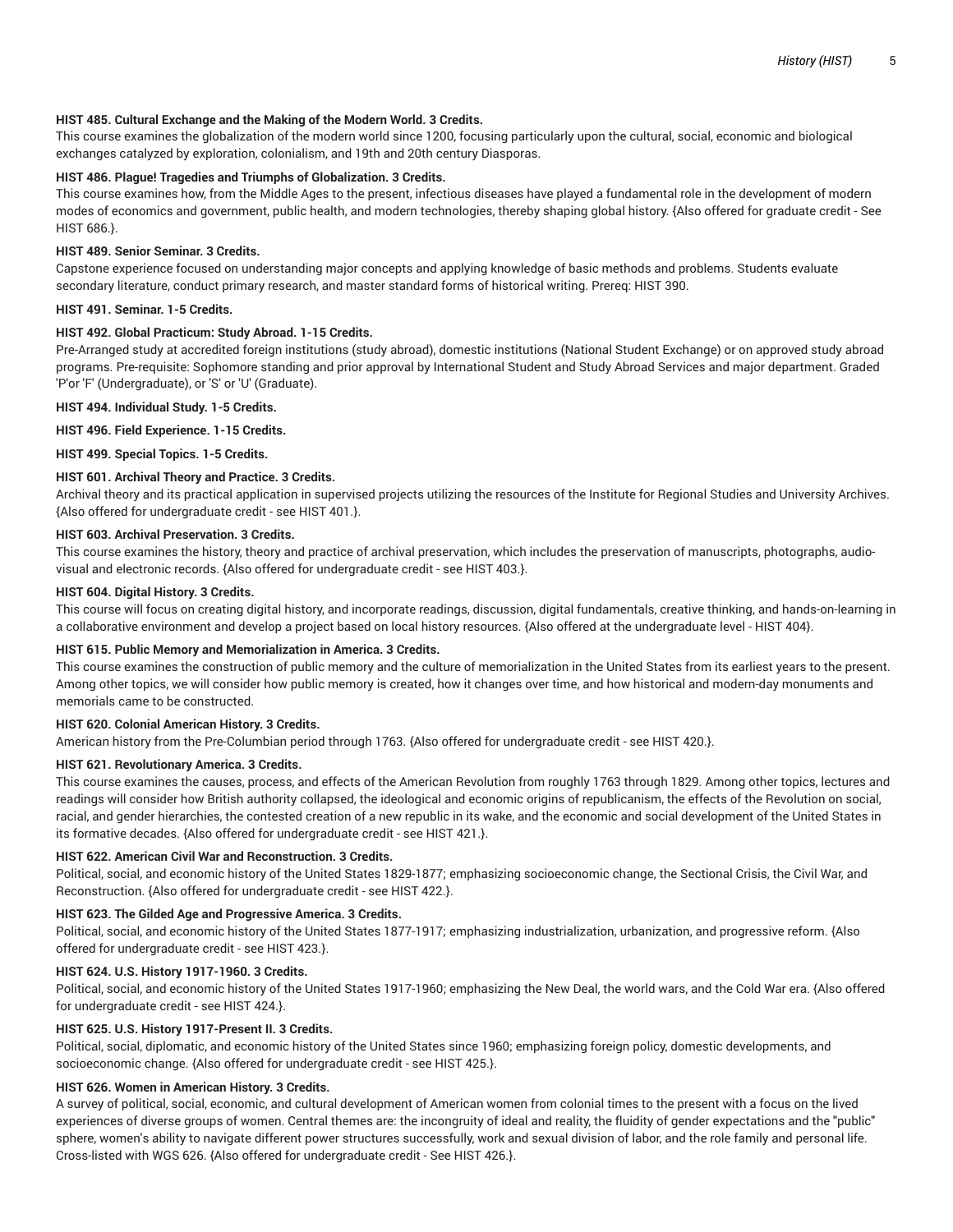**HIST 485. Cultural Exchange and the Making of the Modern World. 3 Credits.**

This course examines the globalization of the modern world since 1200, focusing particularly upon the cultural, social, economic and biological exchanges catalyzed by exploration, colonialism, and 19th and 20th century Diasporas.

**HIST 486. Plague! Tragedies and Triumphs of Globalization. 3 Credits.**

This course examines how, from the Middle Ages to the present, infectious diseases have played a fundamental role in the development of modern modes of economics and government, public health, and modern technologies, thereby shaping global history. {Also offered for graduate credit - See HIST 686.}.

**HIST 489. Senior Seminar. 3 Credits.**

Capstone experience focused on understanding major concepts and applying knowledge of basic methods and problems. Students evaluate secondary literature, conduct primary research, and master standard forms of historical writing. Prereq: HIST 390.

**HIST 491. Seminar. 1-5 Credits.**

**HIST 492. Global Practicum: Study Abroad. 1-15 Credits.**

Pre-Arranged study at accredited foreign institutions (study abroad), domestic institutions (National Student Exchange) or on approved study abroad programs. Pre-requisite: Sophomore standing and prior approval by International Student and Study Abroad Services and major department. Graded 'P'or 'F' (Undergraduate), or 'S' or 'U' (Graduate).

**HIST 494. Individual Study. 1-5 Credits.**

**HIST 496. Field Experience. 1-15 Credits.**

**HIST 499. Special Topics. 1-5 Credits.**

**HIST 601. Archival Theory and Practice. 3 Credits.**

Archival theory and its practical application in supervised projects utilizing the resources of the Institute for Regional Studies and University Archives. {Also offered for undergraduate credit - see HIST 401.}.

**HIST 603. Archival Preservation. 3 Credits.**

This course examines the history, theory and practice of archival preservation, which includes the preservation of manuscripts, photographs, audio-visual and electronic records. {Also offered for undergraduate credit - see HIST 403.}.

**HIST 604. Digital History. 3 Credits.**

This course will focus on creating digital history, and incorporate readings, discussion, digital fundamentals, creative thinking, and hands-on-learning in a collaborative environment and develop a project based on local history resources. {Also offered at the undergraduate level - HIST 404}.

**HIST 615. Public Memory and Memorialization in America. 3 Credits.**

This course examines the construction of public memory and the culture of memorialization in the United States from its earliest years to the present. Among other topics, we will consider how public memory is created, how it changes over time, and how historical and modern-day monuments and memorials came to be constructed.

**HIST 620. Colonial American History. 3 Credits.**

American history from the Pre-Columbian period through 1763. {Also offered for undergraduate credit - see HIST 420.}.

**HIST 621. Revolutionary America. 3 Credits.**

This course examines the causes, process, and effects of the American Revolution from roughly 1763 through 1829. Among other topics, lectures and readings will consider how British authority collapsed, the ideological and economic origins of republicanism, the effects of the Revolution on social, racial, and gender hierarchies, the contested creation of a new republic in its wake, and the economic and social development of the United States in its formative decades. {Also offered for undergraduate credit - see HIST 421.}.

**HIST 622. American Civil War and Reconstruction. 3 Credits.**

Political, social, and economic history of the United States 1829-1877; emphasizing socioeconomic change, the Sectional Crisis, the Civil War, and Reconstruction. {Also offered for undergraduate credit - see HIST 422.}.

**HIST 623. The Gilded Age and Progressive America. 3 Credits.**

Political, social, and economic history of the United States 1877-1917; emphasizing industrialization, urbanization, and progressive reform. {Also offered for undergraduate credit - see HIST 423.}.

**HIST 624. U.S. History 1917-1960. 3 Credits.**

Political, social, and economic history of the United States 1917-1960; emphasizing the New Deal, the world wars, and the Cold War era. {Also offered for undergraduate credit - see HIST 424.}.

**HIST 625. U.S. History 1917-Present II. 3 Credits.**

Political, social, diplomatic, and economic history of the United States since 1960; emphasizing foreign policy, domestic developments, and socioeconomic change. {Also offered for undergraduate credit - see HIST 425.}.

**HIST 626. Women in American History. 3 Credits.**

A survey of political, social, economic, and cultural development of American women from colonial times to the present with a focus on the lived experiences of diverse groups of women. Central themes are: the incongruity of ideal and reality, the fluidity of gender expectations and the "public" sphere, women's ability to navigate different power structures successfully, work and sexual division of labor, and the role family and personal life. Cross-listed with WGS 626. {Also offered for undergraduate credit - See HIST 426.}.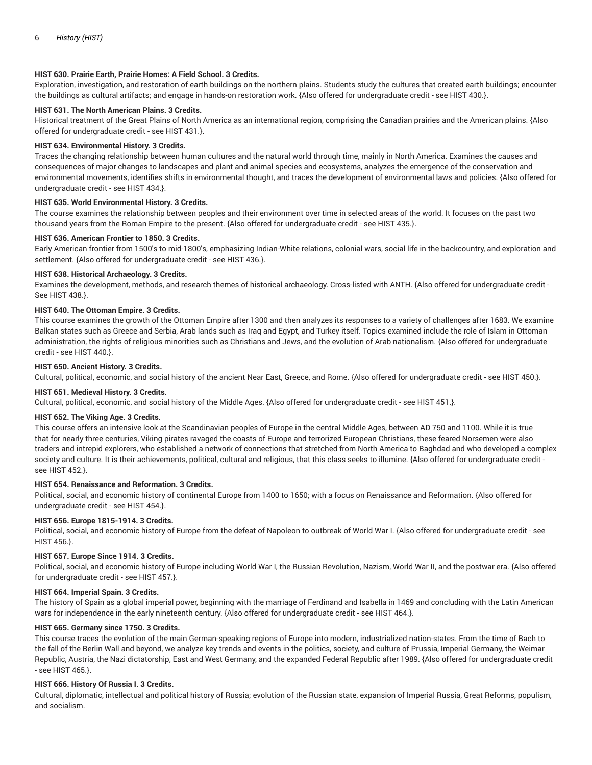**HIST 630. Prairie Earth, Prairie Homes: A Field School. 3 Credits.**

Exploration, investigation, and restoration of earth buildings on the northern plains. Students study the cultures that created earth buildings; encounter the buildings as cultural artifacts; and engage in hands-on restoration work. {Also offered for undergraduate credit - see HIST 430.}.

**HIST 631. The North American Plains. 3 Credits.**

Historical treatment of the Great Plains of North America as an international region, comprising the Canadian prairies and the American plains. {Also offered for undergraduate credit - see HIST 431.}.

**HIST 634. Environmental History. 3 Credits.**

Traces the changing relationship between human cultures and the natural world through time, mainly in North America. Examines the causes and consequences of major changes to landscapes and plant and animal species and ecosystems, analyzes the emergence of the conservation and environmental movements, identifies shifts in environmental thought, and traces the development of environmental laws and policies. {Also offered for undergraduate credit - see HIST 434.}.

**HIST 635. World Environmental History. 3 Credits.**

The course examines the relationship between peoples and their environment over time in selected areas of the world. It focuses on the past two thousand years from the Roman Empire to the present. {Also offered for undergraduate credit - see HIST 435.}.

**HIST 636. American Frontier to 1850. 3 Credits.**

Early American frontier from 1500's to mid-1800's, emphasizing Indian-White relations, colonial wars, social life in the backcountry, and exploration and settlement. {Also offered for undergraduate credit - see HIST 436.}.

**HIST 638. Historical Archaeology. 3 Credits.**

Examines the development, methods, and research themes of historical archaeology. Cross-listed with ANTH. {Also offered for undergraduate credit - See HIST 438.}.

**HIST 640. The Ottoman Empire. 3 Credits.**

This course examines the growth of the Ottoman Empire after 1300 and then analyzes its responses to a variety of challenges after 1683. We examine Balkan states such as Greece and Serbia, Arab lands such as Iraq and Egypt, and Turkey itself. Topics examined include the role of Islam in Ottoman administration, the rights of religious minorities such as Christians and Jews, and the evolution of Arab nationalism. {Also offered for undergraduate credit - see HIST 440.}.

**HIST 650. Ancient History. 3 Credits.**

Cultural, political, economic, and social history of the ancient Near East, Greece, and Rome. {Also offered for undergraduate credit - see HIST 450.}.

**HIST 651. Medieval History. 3 Credits.**

Cultural, political, economic, and social history of the Middle Ages. {Also offered for undergraduate credit - see HIST 451.}.

**HIST 652. The Viking Age. 3 Credits.**

This course offers an intensive look at the Scandinavian peoples of Europe in the central Middle Ages, between AD 750 and 1100. While it is true that for nearly three centuries, Viking pirates ravaged the coasts of Europe and terrorized European Christians, these feared Norsemen were also traders and intrepid explorers, who established a network of connections that stretched from North America to Baghdad and who developed a complex society and culture. It is their achievements, political, cultural and religious, that this class seeks to illumine. {Also offered for undergraduate credit - see HIST 452.}.

**HIST 654. Renaissance and Reformation. 3 Credits.**

Political, social, and economic history of continental Europe from 1400 to 1650; with a focus on Renaissance and Reformation. {Also offered for undergraduate credit - see HIST 454.}.

**HIST 656. Europe 1815-1914. 3 Credits.**

Political, social, and economic history of Europe from the defeat of Napoleon to outbreak of World War I. {Also offered for undergraduate credit - see HIST 456.}.

**HIST 657. Europe Since 1914. 3 Credits.**

Political, social, and economic history of Europe including World War I, the Russian Revolution, Nazism, World War II, and the postwar era. {Also offered for undergraduate credit - see HIST 457.}.

**HIST 664. Imperial Spain. 3 Credits.**

The history of Spain as a global imperial power, beginning with the marriage of Ferdinand and Isabella in 1469 and concluding with the Latin American wars for independence in the early nineteenth century. {Also offered for undergraduate credit - see HIST 464.}.

**HIST 665. Germany since 1750. 3 Credits.**

This course traces the evolution of the main German-speaking regions of Europe into modern, industrialized nation-states. From the time of Bach to the fall of the Berlin Wall and beyond, we analyze key trends and events in the politics, society, and culture of Prussia, Imperial Germany, the Weimar Republic, Austria, the Nazi dictatorship, East and West Germany, and the expanded Federal Republic after 1989. {Also offered for undergraduate credit - see HIST 465.}.

**HIST 666. History Of Russia I. 3 Credits.**

Cultural, diplomatic, intellectual and political history of Russia; evolution of the Russian state, expansion of Imperial Russia, Great Reforms, populism, and socialism.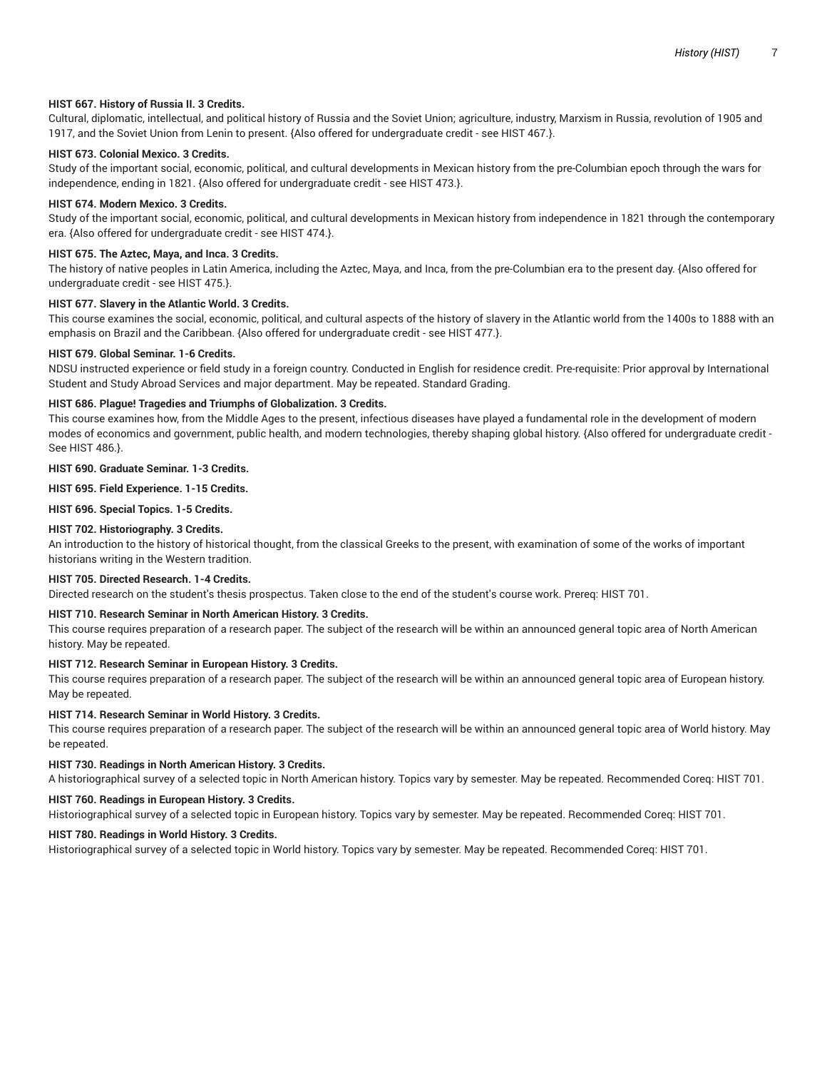**HIST 667. History of Russia II. 3 Credits.**

Cultural, diplomatic, intellectual, and political history of Russia and the Soviet Union; agriculture, industry, Marxism in Russia, revolution of 1905 and 1917, and the Soviet Union from Lenin to present. {Also offered for undergraduate credit - see HIST 467.}.

**HIST 673. Colonial Mexico. 3 Credits.**

Study of the important social, economic, political, and cultural developments in Mexican history from the pre-Columbian epoch through the wars for independence, ending in 1821. {Also offered for undergraduate credit - see HIST 473.}.

**HIST 674. Modern Mexico. 3 Credits.**

Study of the important social, economic, political, and cultural developments in Mexican history from independence in 1821 through the contemporary era. {Also offered for undergraduate credit - see HIST 474.}.

**HIST 675. The Aztec, Maya, and Inca. 3 Credits.**

The history of native peoples in Latin America, including the Aztec, Maya, and Inca, from the pre-Columbian era to the present day. {Also offered for undergraduate credit - see HIST 475.}.

**HIST 677. Slavery in the Atlantic World. 3 Credits.**

This course examines the social, economic, political, and cultural aspects of the history of slavery in the Atlantic world from the 1400s to 1888 with an emphasis on Brazil and the Caribbean. {Also offered for undergraduate credit - see HIST 477.}.

**HIST 679. Global Seminar. 1-6 Credits.**

NDSU instructed experience or field study in a foreign country. Conducted in English for residence credit. Pre-requisite: Prior approval by International Student and Study Abroad Services and major department. May be repeated. Standard Grading.

**HIST 686. Plague! Tragedies and Triumphs of Globalization. 3 Credits.**

This course examines how, from the Middle Ages to the present, infectious diseases have played a fundamental role in the development of modern modes of economics and government, public health, and modern technologies, thereby shaping global history. {Also offered for undergraduate credit - See HIST 486.}.

**HIST 690. Graduate Seminar. 1-3 Credits.**

**HIST 695. Field Experience. 1-15 Credits.**

**HIST 696. Special Topics. 1-5 Credits.**

**HIST 702. Historiography. 3 Credits.**

An introduction to the history of historical thought, from the classical Greeks to the present, with examination of some of the works of important historians writing in the Western tradition.

**HIST 705. Directed Research. 1-4 Credits.**

Directed research on the student's thesis prospectus. Taken close to the end of the student's course work. Prereq: HIST 701.

**HIST 710. Research Seminar in North American History. 3 Credits.**

This course requires preparation of a research paper. The subject of the research will be within an announced general topic area of North American history. May be repeated.

**HIST 712. Research Seminar in European History. 3 Credits.**

This course requires preparation of a research paper. The subject of the research will be within an announced general topic area of European history. May be repeated.

**HIST 714. Research Seminar in World History. 3 Credits.**

This course requires preparation of a research paper. The subject of the research will be within an announced general topic area of World history. May be repeated.

**HIST 730. Readings in North American History. 3 Credits.**

A historiographical survey of a selected topic in North American history. Topics vary by semester. May be repeated. Recommended Coreq: HIST 701.

**HIST 760. Readings in European History. 3 Credits.**

Historiographical survey of a selected topic in European history. Topics vary by semester. May be repeated. Recommended Coreq: HIST 701.

**HIST 780. Readings in World History. 3 Credits.**

Historiographical survey of a selected topic in World history. Topics vary by semester. May be repeated. Recommended Coreq: HIST 701.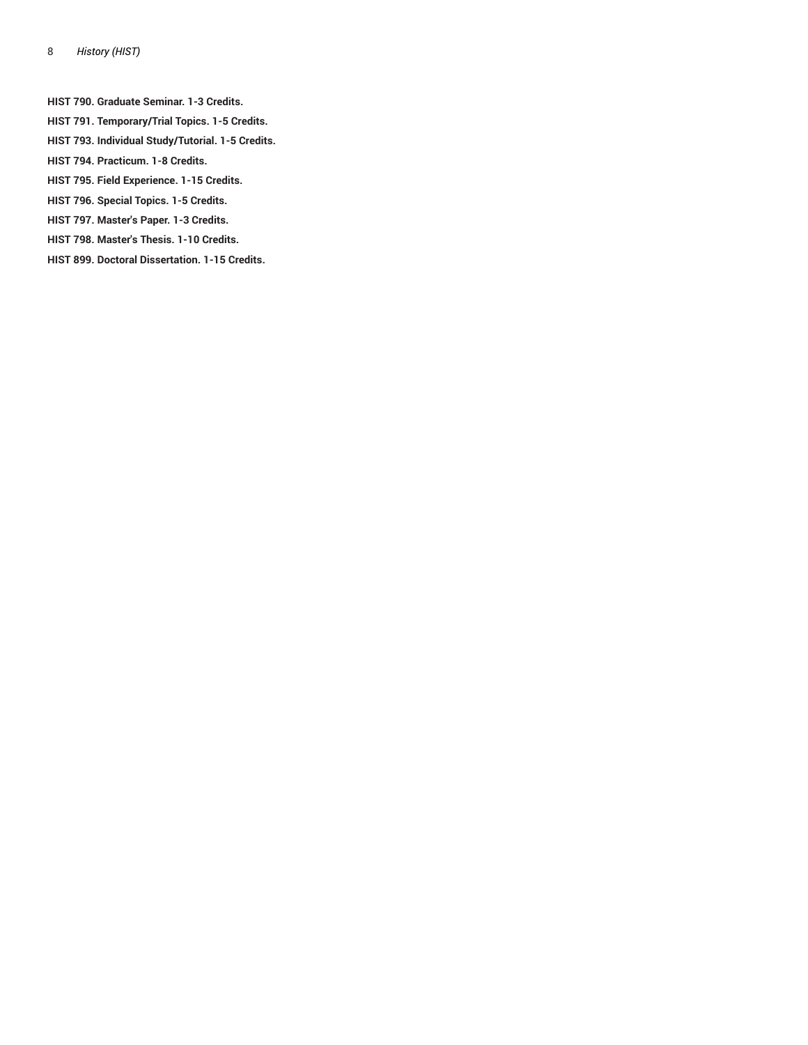**HIST 790. Graduate Seminar. 1-3 Credits.**

**HIST 791. Temporary/Trial Topics. 1-5 Credits.**

**HIST 793. Individual Study/Tutorial. 1-5 Credits.**

**HIST 794. Practicum. 1-8 Credits.**

**HIST 795. Field Experience. 1-15 Credits.**

**HIST 796. Special Topics. 1-5 Credits.**

**HIST 797. Master's Paper. 1-3 Credits.**

**HIST 798. Master's Thesis. 1-10 Credits.**

**HIST 899. Doctoral Dissertation. 1-15 Credits.**